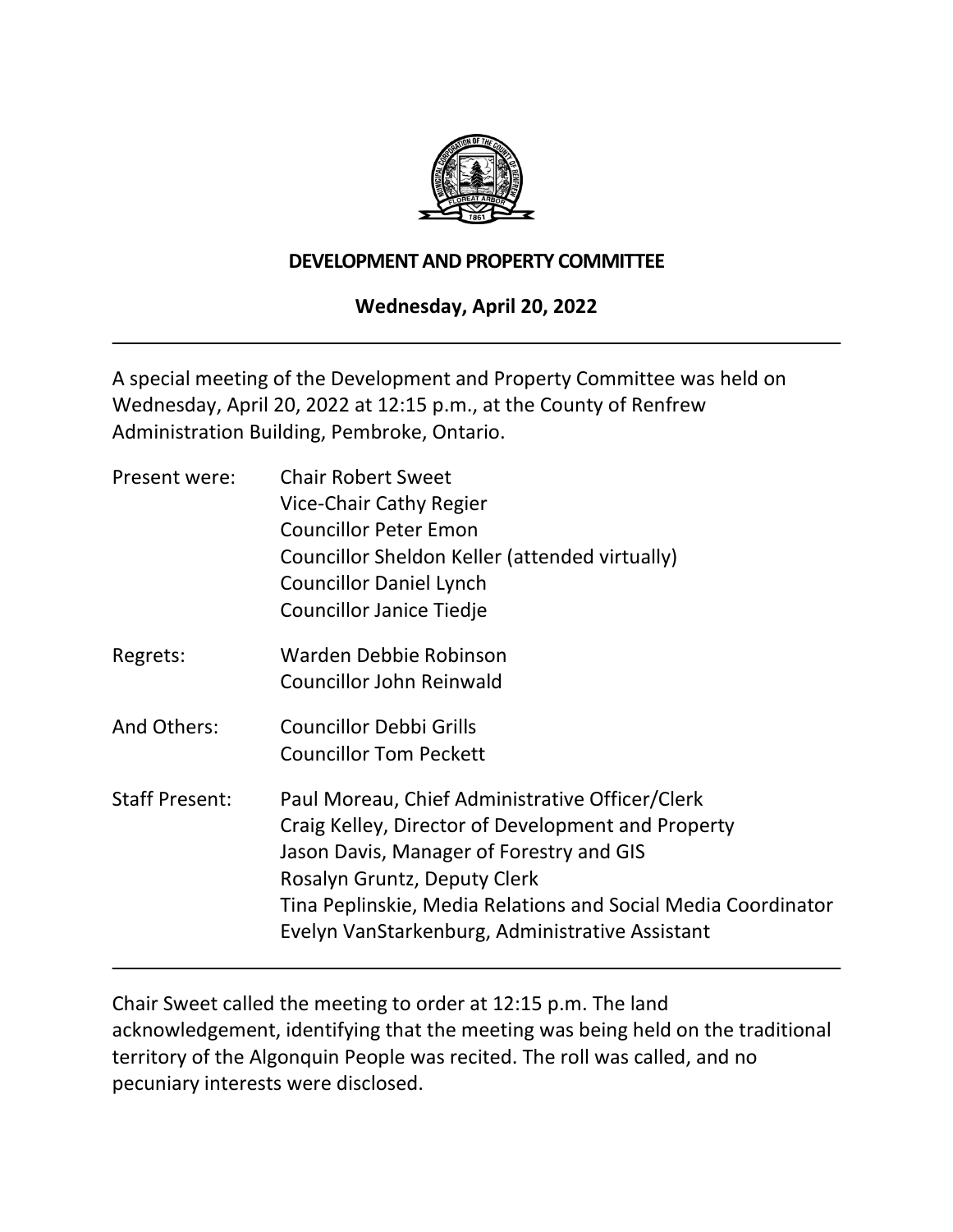## DEVELOPMENT AND PROPERTY COMMITTEE

**Wednesday, April 20, 2022**

---

A special meeting of the Development and Property Committee was held on Wednesday, April 20, 2022 at 12:15 p.m., at the County of Renfrew Administration Building, Pembroke, Ontario.

| | |
|---|---|
| Present were: | Chair Robert Sweet<br>Vice-Chair Cathy Regier<br>Councillor Peter Emon<br>Councillor Sheldon Keller (attended virtually)<br>Councillor Daniel Lynch<br>Councillor Janice Tiedje |
| Regrets: | Warden Debbie Robinson<br>Councillor John Reinwald |
| And Others: | Councillor Debbi Grills<br>Councillor Tom Peckett |
| Staff Present: | Paul Moreau, Chief Administrative Officer/Clerk<br>Craig Kelley, Director of Development and Property<br>Jason Davis, Manager of Forestry and GIS<br>Rosalyn Gruntz, Deputy Clerk<br>Tina Peplinskie, Media Relations and Social Media Coordinator<br>Evelyn VanStarkenburg, Administrative Assistant |

---

Chair Sweet called the meeting to order at 12:15 p.m. The land acknowledgement, identifying that the meeting was being held on the traditional territory of the Algonquin People was recited. The roll was called, and no pecuniary interests were disclosed.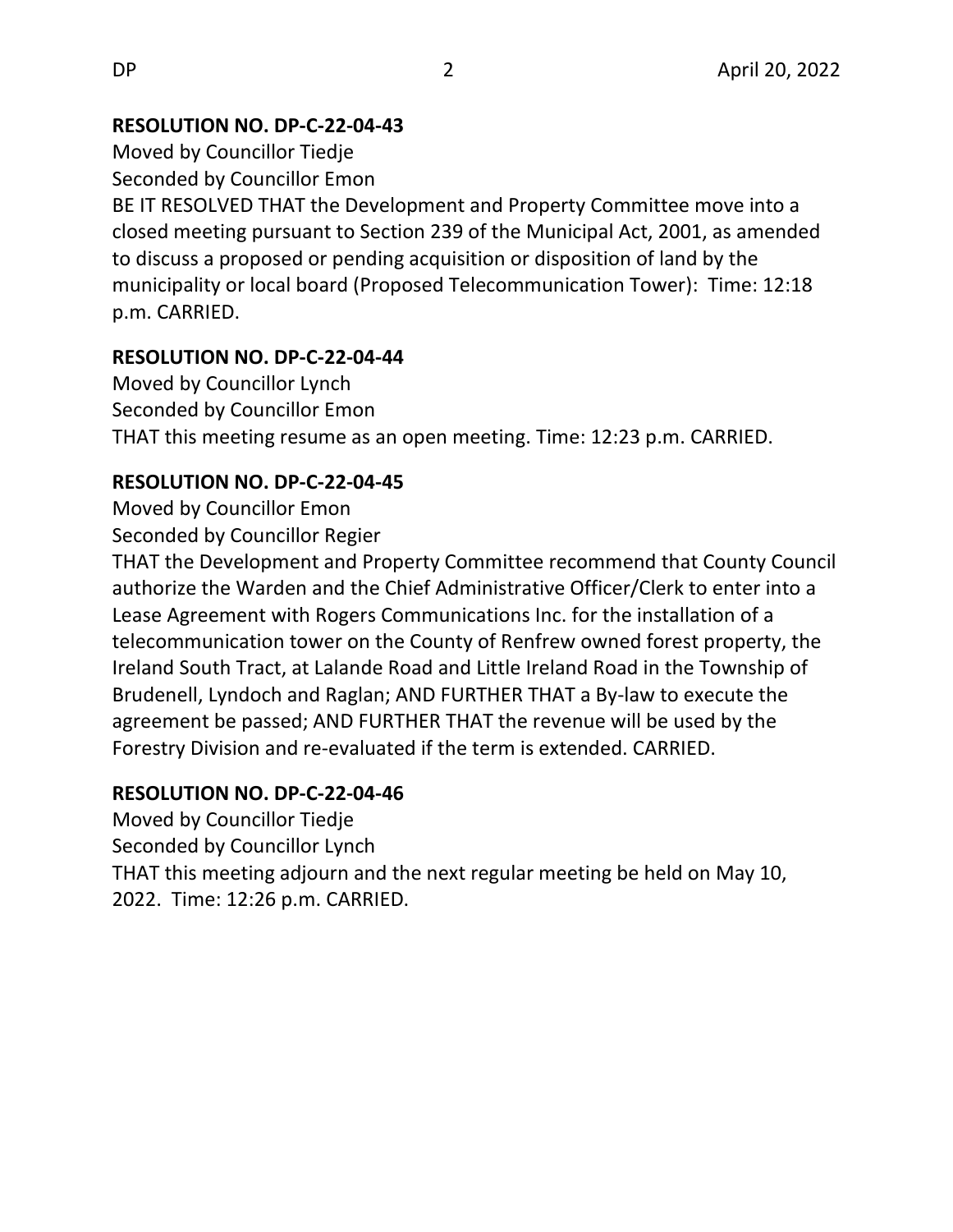**RESOLUTION NO. DP-C-22-04-43**

Moved by Councillor Tiedje

Seconded by Councillor Emon

BE IT RESOLVED THAT the Development and Property Committee move into a closed meeting pursuant to Section 239 of the Municipal Act, 2001, as amended to discuss a proposed or pending acquisition or disposition of land by the municipality or local board (Proposed Telecommunication Tower): Time: 12:18 p.m. CARRIED.

**RESOLUTION NO. DP-C-22-04-44**

Moved by Councillor Lynch

Seconded by Councillor Emon

THAT this meeting resume as an open meeting. Time: 12:23 p.m. CARRIED.

**RESOLUTION NO. DP-C-22-04-45**

Moved by Councillor Emon

Seconded by Councillor Regier

THAT the Development and Property Committee recommend that County Council authorize the Warden and the Chief Administrative Officer/Clerk to enter into a Lease Agreement with Rogers Communications Inc. for the installation of a telecommunication tower on the County of Renfrew owned forest property, the Ireland South Tract, at Lalande Road and Little Ireland Road in the Township of Brudenell, Lyndoch and Raglan; AND FURTHER THAT a By-law to execute the agreement be passed; AND FURTHER THAT the revenue will be used by the Forestry Division and re-evaluated if the term is extended. CARRIED.

**RESOLUTION NO. DP-C-22-04-46**

Moved by Councillor Tiedje

Seconded by Councillor Lynch

THAT this meeting adjourn and the next regular meeting be held on May 10, 2022. Time: 12:26 p.m. CARRIED.